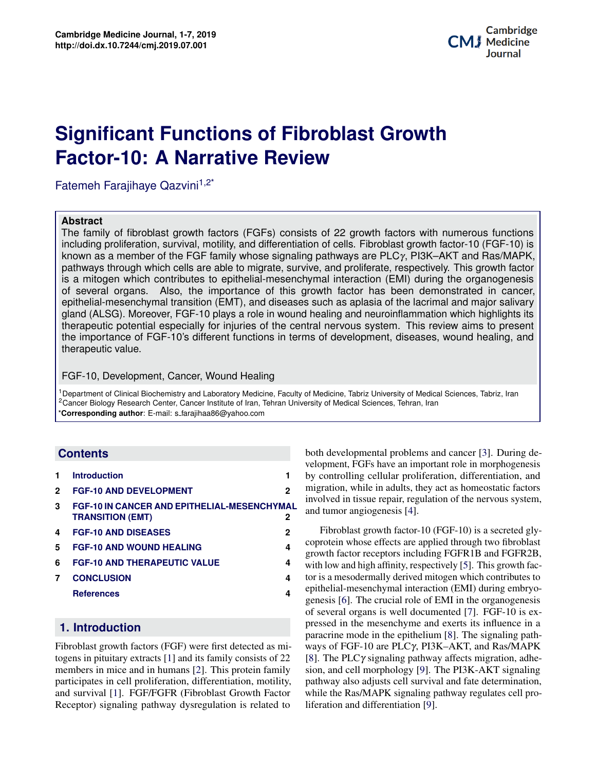# Significant Functions of Fibroblast Growth Factor-10: A Narrative Review

Fatemeh Farajihaye Qazvini[1,2*]

**Abstract**

The family of fibroblast growth factors (FGFs) consists of 22 growth factors with numerous functions including proliferation, survival, motility, and differentiation of cells. Fibroblast growth factor-10 (FGF-10) is known as a member of the FGF family whose signaling pathways are PLC$\gamma$, PI3K–AKT and Ras/MAPK, pathways through which cells are able to migrate, survive, and proliferate, respectively. This growth factor is a mitogen which contributes to epithelial-mesenchymal interaction (EMI) during the organogenesis of several organs. Also, the importance of this growth factor has been demonstrated in cancer, epithelial-mesenchymal transition (EMT), and diseases such as aplasia of the lacrimal and major salivary gland (ALSG). Moreover, FGF-10 plays a role in wound healing and neuroinflammation which highlights its therapeutic potential especially for injuries of the central nervous system. This review aims to present the importance of FGF-10's different functions in terms of development, diseases, wound healing, and therapeutic value.

FGF-10, Development, Cancer, Wound Healing

[1]Department of Clinical Biochemistry and Laboratory Medicine, Faculty of Medicine, Tabriz University of Medical Sciences, Tabriz, Iran
[2]Cancer Biology Research Center, Cancer Institute of Iran, Tehran University of Medical Sciences, Tehran, Iran
*Corresponding author: E-mail: s_farajihaa86@yahoo.com

## Contents

1 Introduction 1
2 FGF-10 AND DEVELOPMENT 2
3 FGF-10 IN CANCER AND EPITHELIAL-MESENCHYMAL TRANSITION (EMT) 2
4 FGF-10 AND DISEASES 2
5 FGF-10 AND WOUND HEALING 4
6 FGF-10 AND THERAPEUTIC VALUE 4
7 CONCLUSION 4
References 4

## 1. Introduction

Fibroblast growth factors (FGF) were first detected as mitogens in pituitary extracts [1] and its family consists of 22 members in mice and in humans [2]. This protein family participates in cell proliferation, differentiation, motility, and survival [1]. FGF/FGFR (Fibroblast Growth Factor Receptor) signaling pathway dysregulation is related to both developmental problems and cancer [3]. During development, FGFs have an important role in morphogenesis by controlling cellular proliferation, differentiation, and migration, while in adults, they act as homeostatic factors involved in tissue repair, regulation of the nervous system, and tumor angiogenesis [4].

Fibroblast growth factor-10 (FGF-10) is a secreted glycoprotein whose effects are applied through two fibroblast growth factor receptors including FGFR1B and FGFR2B, with low and high affinity, respectively [5]. This growth factor is a mesodermally derived mitogen which contributes to epithelial-mesenchymal interaction (EMI) during embryogenesis [6]. The crucial role of EMI in the organogenesis of several organs is well documented [7]. FGF-10 is expressed in the mesenchyme and exerts its influence in a paracrine mode in the epithelium [8]. The signaling pathways of FGF-10 are PLC$\gamma$, PI3K–AKT, and Ras/MAPK [8]. The PLC$\gamma$ signaling pathway affects migration, adhesion, and cell morphology [9]. The PI3K-AKT signaling pathway also adjusts cell survival and fate determination, while the Ras/MAPK signaling pathway regulates cell proliferation and differentiation [9].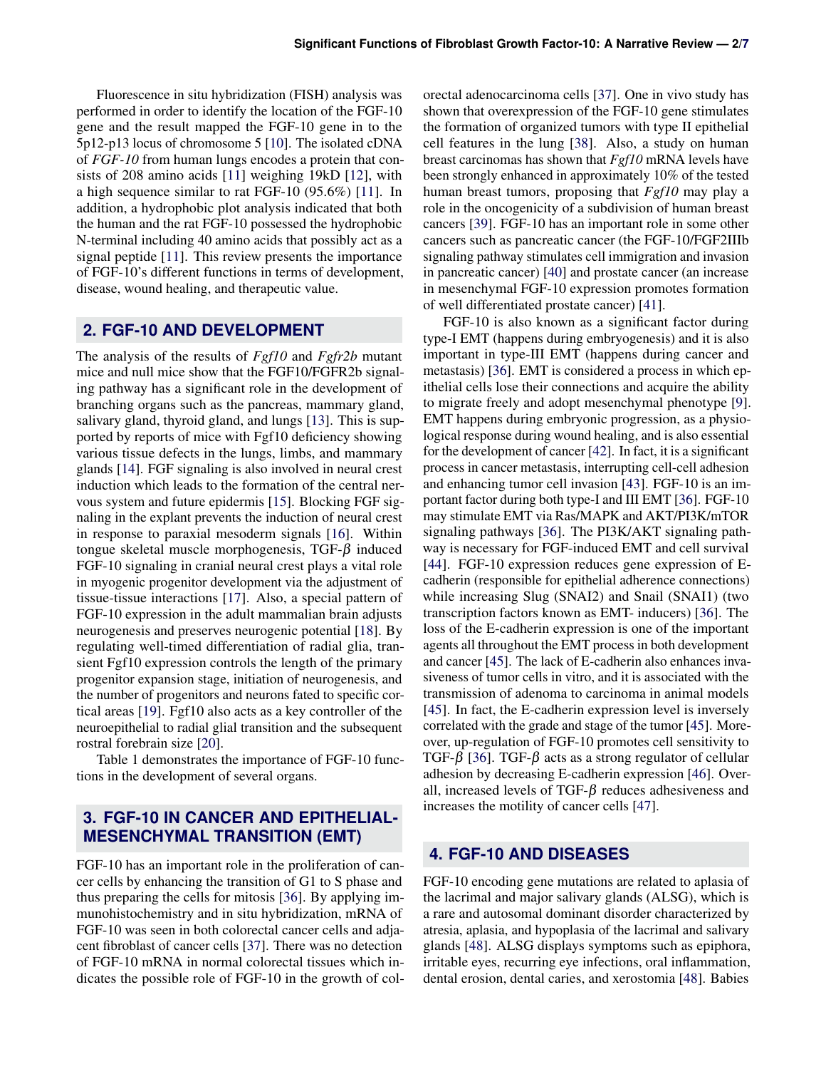Fluorescence in situ hybridization (FISH) analysis was performed in order to identify the location of the FGF-10 gene and the result mapped the FGF-10 gene in to the 5p12-p13 locus of chromosome 5 [10]. The isolated cDNA of *FGF-10* from human lungs encodes a protein that consists of 208 amino acids [11] weighing 19kD [12], with a high sequence similar to rat FGF-10 (95.6%) [11]. In addition, a hydrophobic plot analysis indicated that both the human and the rat FGF-10 possessed the hydrophobic N-terminal including 40 amino acids that possibly act as a signal peptide [11]. This review presents the importance of FGF-10's different functions in terms of development, disease, wound healing, and therapeutic value.

## 2. FGF-10 AND DEVELOPMENT

The analysis of the results of *Fgf10* and *Fgfr2b* mutant mice and null mice show that the FGF10/FGFR2b signaling pathway has a significant role in the development of branching organs such as the pancreas, mammary gland, salivary gland, thyroid gland, and lungs [13]. This is supported by reports of mice with Fgf10 deficiency showing various tissue defects in the lungs, limbs, and mammary glands [14]. FGF signaling is also involved in neural crest induction which leads to the formation of the central nervous system and future epidermis [15]. Blocking FGF signaling in the explant prevents the induction of neural crest in response to paraxial mesoderm signals [16]. Within tongue skeletal muscle morphogenesis, TGF-$\beta$ induced FGF-10 signaling in cranial neural crest plays a vital role in myogenic progenitor development via the adjustment of tissue-tissue interactions [17]. Also, a special pattern of FGF-10 expression in the adult mammalian brain adjusts neurogenesis and preserves neurogenic potential [18]. By regulating well-timed differentiation of radial glia, transient Fgf10 expression controls the length of the primary progenitor expansion stage, initiation of neurogenesis, and the number of progenitors and neurons fated to specific cortical areas [19]. Fgf10 also acts as a key controller of the neuroepithelial to radial glial transition and the subsequent rostral forebrain size [20].

Table 1 demonstrates the importance of FGF-10 functions in the development of several organs.

## 3. FGF-10 IN CANCER AND EPITHELIAL-MESENCHYMAL TRANSITION (EMT)

FGF-10 has an important role in the proliferation of cancer cells by enhancing the transition of G1 to S phase and thus preparing the cells for mitosis [36]. By applying immunohistochemistry and in situ hybridization, mRNA of FGF-10 was seen in both colorectal cancer cells and adjacent fibroblast of cancer cells [37]. There was no detection of FGF-10 mRNA in normal colorectal tissues which indicates the possible role of FGF-10 in the growth of colorectal adenocarcinoma cells [37]. One in vivo study has shown that overexpression of the FGF-10 gene stimulates the formation of organized tumors with type II epithelial cell features in the lung [38]. Also, a study on human breast carcinomas has shown that *Fgf10* mRNA levels have been strongly enhanced in approximately 10% of the tested human breast tumors, proposing that *Fgf10* may play a role in the oncogenicity of a subdivision of human breast cancers [39]. FGF-10 has an important role in some other cancers such as pancreatic cancer (the FGF-10/FGF2IIIb signaling pathway stimulates cell immigration and invasion in pancreatic cancer) [40] and prostate cancer (an increase in mesenchymal FGF-10 expression promotes formation of well differentiated prostate cancer) [41].

FGF-10 is also known as a significant factor during type-I EMT (happens during embryogenesis) and it is also important in type-III EMT (happens during cancer and metastasis) [36]. EMT is considered a process in which epithelial cells lose their connections and acquire the ability to migrate freely and adopt mesenchymal phenotype [9]. EMT happens during embryonic progression, as a physiological response during wound healing, and is also essential for the development of cancer [42]. In fact, it is a significant process in cancer metastasis, interrupting cell-cell adhesion and enhancing tumor cell invasion [43]. FGF-10 is an important factor during both type-I and III EMT [36]. FGF-10 may stimulate EMT via Ras/MAPK and AKT/PI3K/mTOR signaling pathways [36]. The PI3K/AKT signaling pathway is necessary for FGF-induced EMT and cell survival [44]. FGF-10 expression reduces gene expression of E-cadherin (responsible for epithelial adherence connections) while increasing Slug (SNAI2) and Snail (SNAI1) (two transcription factors known as EMT- inducers) [36]. The loss of the E-cadherin expression is one of the important agents all throughout the EMT process in both development and cancer [45]. The lack of E-cadherin also enhances invasiveness of tumor cells in vitro, and it is associated with the transmission of adenoma to carcinoma in animal models [45]. In fact, the E-cadherin expression level is inversely correlated with the grade and stage of the tumor [45]. Moreover, up-regulation of FGF-10 promotes cell sensitivity to TGF-$\beta$ [36]. TGF-$\beta$ acts as a strong regulator of cellular adhesion by decreasing E-cadherin expression [46]. Overall, increased levels of TGF-$\beta$ reduces adhesiveness and increases the motility of cancer cells [47].

## 4. FGF-10 AND DISEASES

FGF-10 encoding gene mutations are related to aplasia of the lacrimal and major salivary glands (ALSG), which is a rare and autosomal dominant disorder characterized by atresia, aplasia, and hypoplasia of the lacrimal and salivary glands [48]. ALSG displays symptoms such as epiphora, irritable eyes, recurring eye infections, oral inflammation, dental erosion, dental caries, and xerostomia [48]. Babies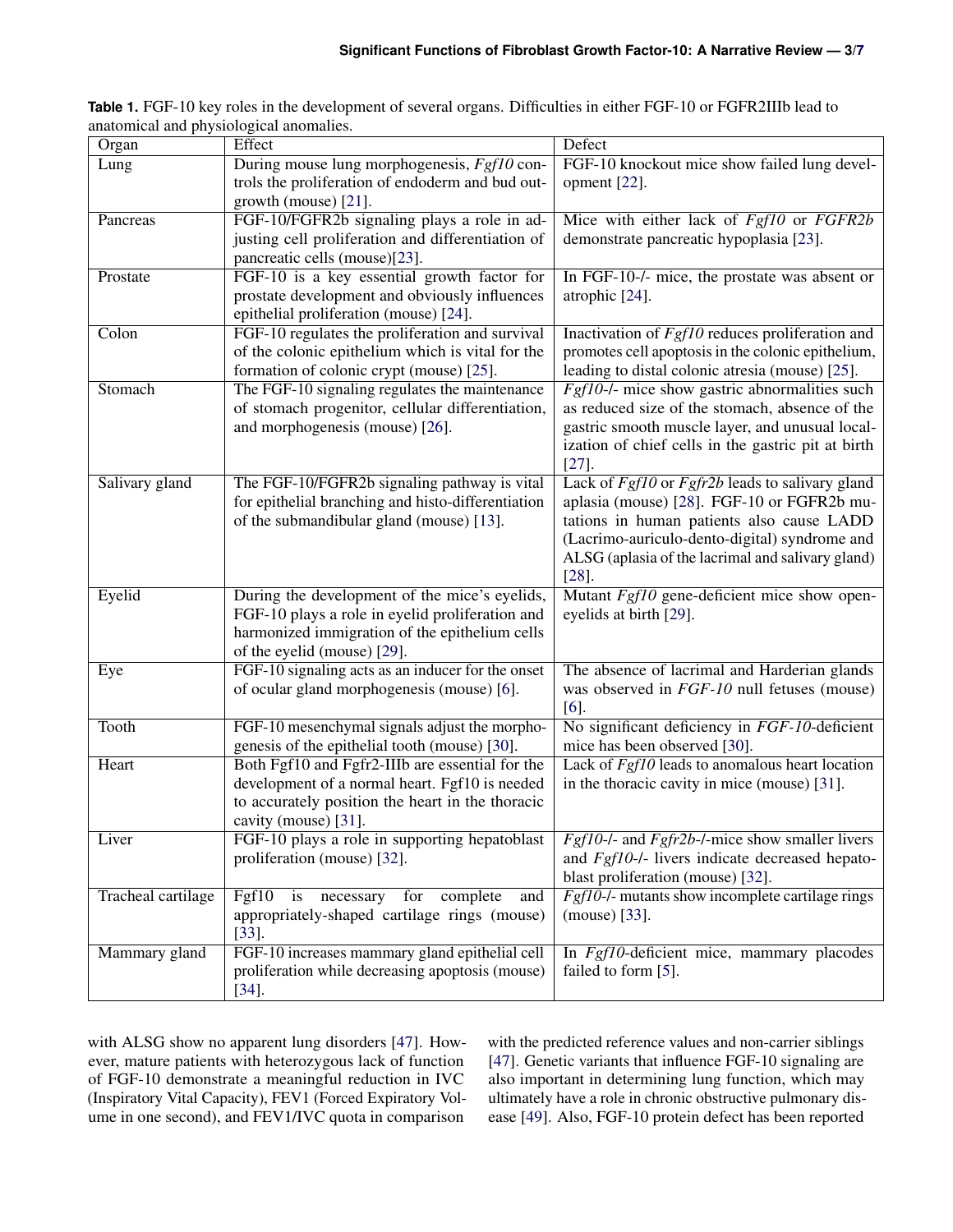**Table 1.** FGF-10 key roles in the development of several organs. Difficulties in either FGF-10 or FGFR2IIIb lead to anatomical and physiological anomalies.

| Organ | Effect | Defect |
|---|---|---|
| Lung | During mouse lung morphogenesis, *Fgf10* controls the proliferation of endoderm and bud outgrowth (mouse) [21]. | FGF-10 knockout mice show failed lung development [22]. |
| Pancreas | FGF-10/FGFR2b signaling plays a role in adjusting cell proliferation and differentiation of pancreatic cells (mouse)[23]. | Mice with either lack of *Fgf10* or *FGFR2b* demonstrate pancreatic hypoplasia [23]. |
| Prostate | FGF-10 is a key essential growth factor for prostate development and obviously influences epithelial proliferation (mouse) [24]. | In FGF-10-/- mice, the prostate was absent or atrophic [24]. |
| Colon | FGF-10 regulates the proliferation and survival of the colonic epithelium which is vital for the formation of colonic crypt (mouse) [25]. | Inactivation of *Fgf10* reduces proliferation and promotes cell apoptosis in the colonic epithelium, leading to distal colonic atresia (mouse) [25]. |
| Stomach | The FGF-10 signaling regulates the maintenance of stomach progenitor, cellular differentiation, and morphogenesis (mouse) [26]. | *Fgf10*-/- mice show gastric abnormalities such as reduced size of the stomach, absence of the gastric smooth muscle layer, and unusual localization of chief cells in the gastric pit at birth [27]. |
| Salivary gland | The FGF-10/FGFR2b signaling pathway is vital for epithelial branching and histo-differentiation of the submandibular gland (mouse) [13]. | Lack of *Fgf10* or *Fgfr2b* leads to salivary gland aplasia (mouse) [28]. FGF-10 or FGFR2b mutations in human patients also cause LADD (Lacrimo-auriculo-dento-digital) syndrome and ALSG (aplasia of the lacrimal and salivary gland) [28]. |
| Eyelid | During the development of the mice's eyelids, FGF-10 plays a role in eyelid proliferation and harmonized immigration of the epithelium cells of the eyelid (mouse) [29]. | Mutant *Fgf10* gene-deficient mice show open-eyelids at birth [29]. |
| Eye | FGF-10 signaling acts as an inducer for the onset of ocular gland morphogenesis (mouse) [6]. | The absence of lacrimal and Harderian glands was observed in *FGF-10* null fetuses (mouse) [6]. |
| Tooth | FGF-10 mesenchymal signals adjust the morphogenesis of the epithelial tooth (mouse) [30]. | No significant deficiency in *FGF-10*-deficient mice has been observed [30]. |
| Heart | Both Fgf10 and Fgfr2-IIIb are essential for the development of a normal heart. Fgf10 is needed to accurately position the heart in the thoracic cavity (mouse) [31]. | Lack of *Fgf10* leads to anomalous heart location in the thoracic cavity in mice (mouse) [31]. |
| Liver | FGF-10 plays a role in supporting hepatoblast proliferation (mouse) [32]. | *Fgf10*-/- and *Fgfr2b*-/-mice show smaller livers and *Fgf10*-/- livers indicate decreased hepatoblast proliferation (mouse) [32]. |
| Tracheal cartilage | Fgf10 is necessary for complete and appropriately-shaped cartilage rings (mouse) [33]. | *Fgf10*-/- mutants show incomplete cartilage rings (mouse) [33]. |
| Mammary gland | FGF-10 increases mammary gland epithelial cell proliferation while decreasing apoptosis (mouse) [34]. | In *Fgf10*-deficient mice, mammary placodes failed to form [5]. |

with ALSG show no apparent lung disorders [47]. However, mature patients with heterozygous lack of function of FGF-10 demonstrate a meaningful reduction in IVC (Inspiratory Vital Capacity), FEV1 (Forced Expiratory Volume in one second), and FEV1/IVC quota in comparison with the predicted reference values and non-carrier siblings [47]. Genetic variants that influence FGF-10 signaling are also important in determining lung function, which may ultimately have a role in chronic obstructive pulmonary disease [49]. Also, FGF-10 protein defect has been reported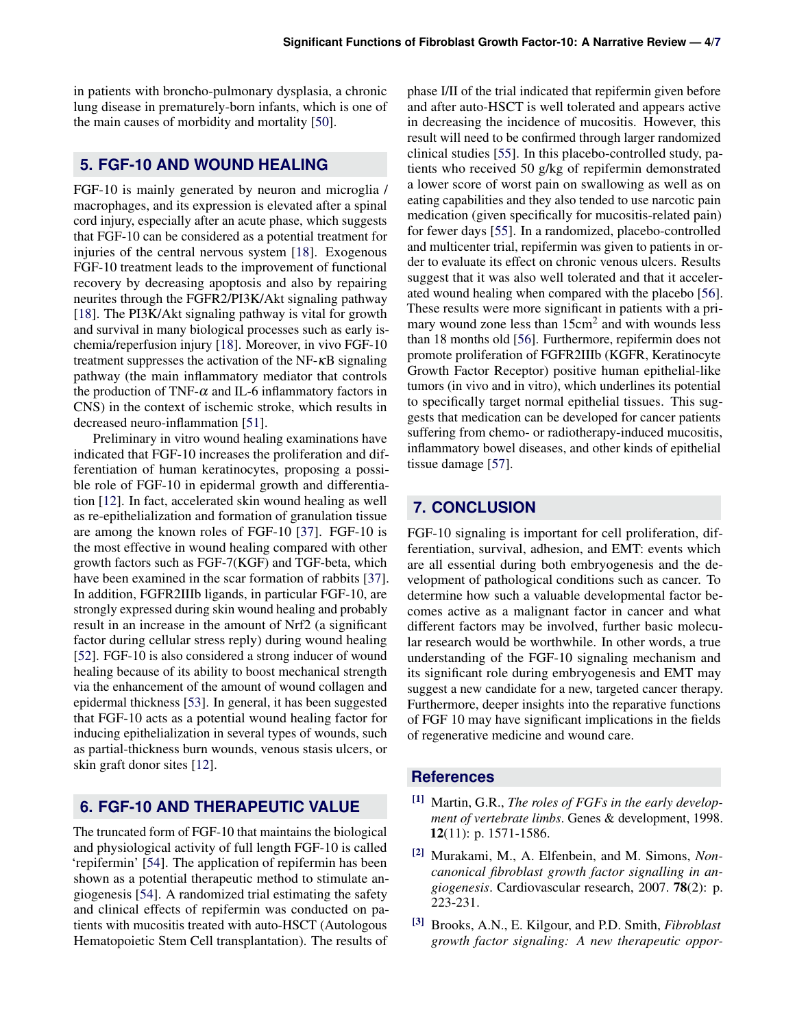in patients with broncho-pulmonary dysplasia, a chronic lung disease in prematurely-born infants, which is one of the main causes of morbidity and mortality [50].

## 5. FGF-10 AND WOUND HEALING

FGF-10 is mainly generated by neuron and microglia / macrophages, and its expression is elevated after a spinal cord injury, especially after an acute phase, which suggests that FGF-10 can be considered as a potential treatment for injuries of the central nervous system [18]. Exogenous FGF-10 treatment leads to the improvement of functional recovery by decreasing apoptosis and also by repairing neurites through the FGFR2/PI3K/Akt signaling pathway [18]. The PI3K/Akt signaling pathway is vital for growth and survival in many biological processes such as early ischemia/reperfusion injury [18]. Moreover, in vivo FGF-10 treatment suppresses the activation of the NF-$\kappa$B signaling pathway (the main inflammatory mediator that controls the production of TNF-$\alpha$ and IL-6 inflammatory factors in CNS) in the context of ischemic stroke, which results in decreased neuro-inflammation [51].

Preliminary in vitro wound healing examinations have indicated that FGF-10 increases the proliferation and differentiation of human keratinocytes, proposing a possible role of FGF-10 in epidermal growth and differentiation [12]. In fact, accelerated skin wound healing as well as re-epithelialization and formation of granulation tissue are among the known roles of FGF-10 [37]. FGF-10 is the most effective in wound healing compared with other growth factors such as FGF-7(KGF) and TGF-beta, which have been examined in the scar formation of rabbits [37]. In addition, FGFR2IIIb ligands, in particular FGF-10, are strongly expressed during skin wound healing and probably result in an increase in the amount of Nrf2 (a significant factor during cellular stress reply) during wound healing [52]. FGF-10 is also considered a strong inducer of wound healing because of its ability to boost mechanical strength via the enhancement of the amount of wound collagen and epidermal thickness [53]. In general, it has been suggested that FGF-10 acts as a potential wound healing factor for inducing epithelialization in several types of wounds, such as partial-thickness burn wounds, venous stasis ulcers, or skin graft donor sites [12].

## 6. FGF-10 AND THERAPEUTIC VALUE

The truncated form of FGF-10 that maintains the biological and physiological activity of full length FGF-10 is called 'repifermin' [54]. The application of repifermin has been shown as a potential therapeutic method to stimulate angiogenesis [54]. A randomized trial estimating the safety and clinical effects of repifermin was conducted on patients with mucositis treated with auto-HSCT (Autologous Hematopoietic Stem Cell transplantation). The results of phase I/II of the trial indicated that repifermin given before and after auto-HSCT is well tolerated and appears active in decreasing the incidence of mucositis. However, this result will need to be confirmed through larger randomized clinical studies [55]. In this placebo-controlled study, patients who received 50 g/kg of repifermin demonstrated a lower score of worst pain on swallowing as well as on eating capabilities and they also tended to use narcotic pain medication (given specifically for mucositis-related pain) for fewer days [55]. In a randomized, placebo-controlled and multicenter trial, repifermin was given to patients in order to evaluate its effect on chronic venous ulcers. Results suggest that it was also well tolerated and that it accelerated wound healing when compared with the placebo [56]. These results were more significant in patients with a primary wound zone less than 15cm$^2$ and with wounds less than 18 months old [56]. Furthermore, repifermin does not promote proliferation of FGFR2IIIb (KGFR, Keratinocyte Growth Factor Receptor) positive human epithelial-like tumors (in vivo and in vitro), which underlines its potential to specifically target normal epithelial tissues. This suggests that medication can be developed for cancer patients suffering from chemo- or radiotherapy-induced mucositis, inflammatory bowel diseases, and other kinds of epithelial tissue damage [57].

## 7. CONCLUSION

FGF-10 signaling is important for cell proliferation, differentiation, survival, adhesion, and EMT: events which are all essential during both embryogenesis and the development of pathological conditions such as cancer. To determine how such a valuable developmental factor becomes active as a malignant factor in cancer and what different factors may be involved, further basic molecular research would be worthwhile. In other words, a true understanding of the FGF-10 signaling mechanism and its significant role during embryogenesis and EMT may suggest a new candidate for a new, targeted cancer therapy. Furthermore, deeper insights into the reparative functions of FGF 10 may have significant implications in the fields of regenerative medicine and wound care.

## References

[1] Martin, G.R., *The roles of FGFs in the early development of vertebrate limbs*. Genes & development, 1998. **12**(11): p. 1571-1586.

[2] Murakami, M., A. Elfenbein, and M. Simons, *Non-canonical fibroblast growth factor signalling in angiogenesis*. Cardiovascular research, 2007. **78**(2): p. 223-231.

[3] Brooks, A.N., E. Kilgour, and P.D. Smith, *Fibroblast growth factor signaling: A new therapeutic oppor-*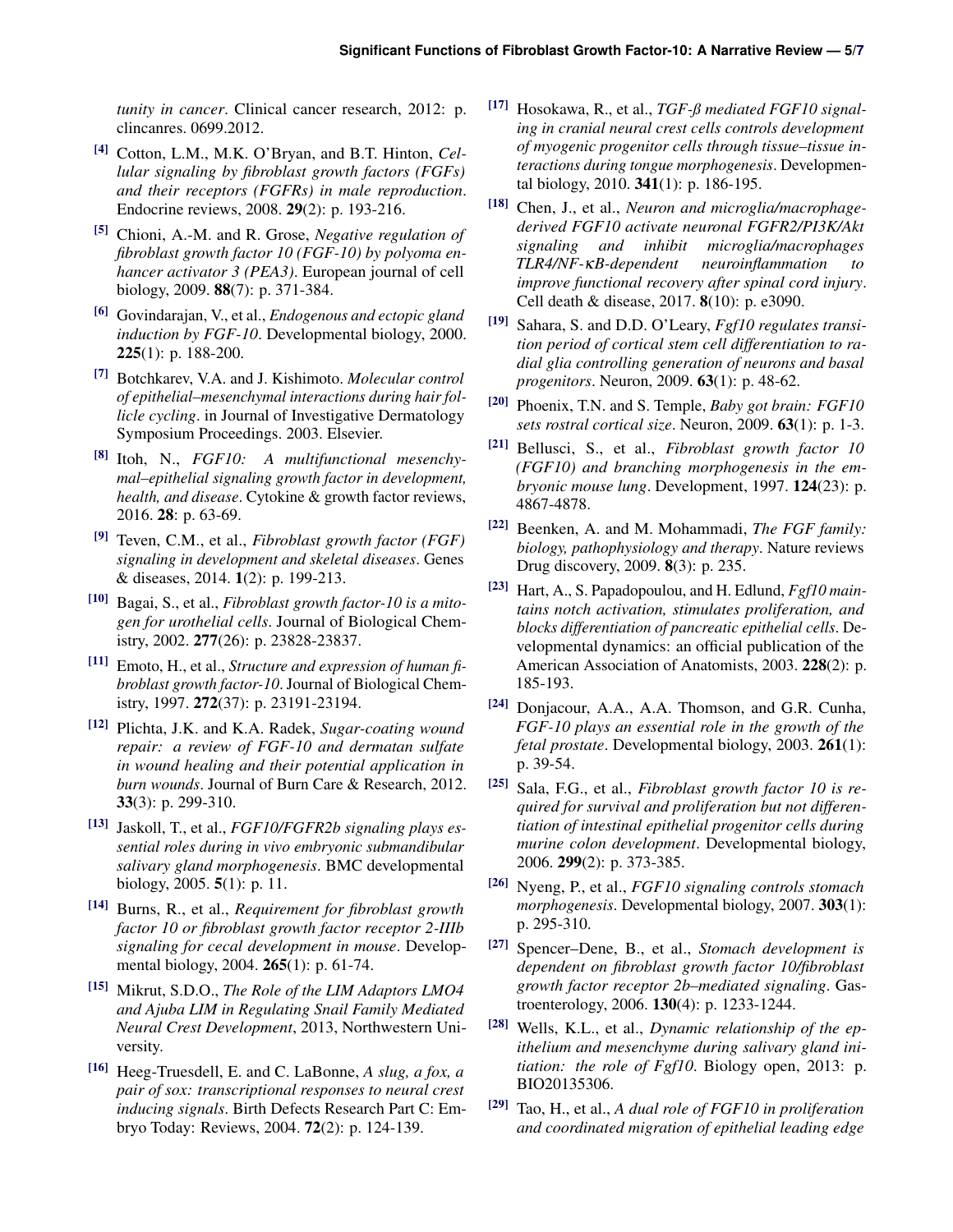*tunity in cancer*. Clinical cancer research, 2012: p. clincanres. 0699.2012.

[4] Cotton, L.M., M.K. O'Bryan, and B.T. Hinton, *Cellular signaling by fibroblast growth factors (FGFs) and their receptors (FGFRs) in male reproduction*. Endocrine reviews, 2008. **29**(2): p. 193-216.

[5] Chioni, A.-M. and R. Grose, *Negative regulation of fibroblast growth factor 10 (FGF-10) by polyoma enhancer activator 3 (PEA3)*. European journal of cell biology, 2009. **88**(7): p. 371-384.

[6] Govindarajan, V., et al., *Endogenous and ectopic gland induction by FGF-10*. Developmental biology, 2000. **225**(1): p. 188-200.

[7] Botchkarev, V.A. and J. Kishimoto. *Molecular control of epithelial–mesenchymal interactions during hair follicle cycling*. in Journal of Investigative Dermatology Symposium Proceedings. 2003. Elsevier.

[8] Itoh, N., *FGF10: A multifunctional mesenchymal–epithelial signaling growth factor in development, health, and disease*. Cytokine & growth factor reviews, 2016. **28**: p. 63-69.

[9] Teven, C.M., et al., *Fibroblast growth factor (FGF) signaling in development and skeletal diseases*. Genes & diseases, 2014. **1**(2): p. 199-213.

[10] Bagai, S., et al., *Fibroblast growth factor-10 is a mitogen for urothelial cells*. Journal of Biological Chemistry, 2002. **277**(26): p. 23828-23837.

[11] Emoto, H., et al., *Structure and expression of human fibroblast growth factor-10*. Journal of Biological Chemistry, 1997. **272**(37): p. 23191-23194.

[12] Plichta, J.K. and K.A. Radek, *Sugar-coating wound repair: a review of FGF-10 and dermatan sulfate in wound healing and their potential application in burn wounds*. Journal of Burn Care & Research, 2012. **33**(3): p. 299-310.

[13] Jaskoll, T., et al., *FGF10/FGFR2b signaling plays essential roles during in vivo embryonic submandibular salivary gland morphogenesis*. BMC developmental biology, 2005. **5**(1): p. 11.

[14] Burns, R., et al., *Requirement for fibroblast growth factor 10 or fibroblast growth factor receptor 2-IIIb signaling for cecal development in mouse*. Developmental biology, 2004. **265**(1): p. 61-74.

[15] Mikrut, S.D.O., *The Role of the LIM Adaptors LMO4 and Ajuba LIM in Regulating Snail Family Mediated Neural Crest Development*, 2013, Northwestern University.

[16] Heeg-Truesdell, E. and C. LaBonne, *A slug, a fox, a pair of sox: transcriptional responses to neural crest inducing signals*. Birth Defects Research Part C: Embryo Today: Reviews, 2004. **72**(2): p. 124-139.

[17] Hosokawa, R., et al., *TGF-β mediated FGF10 signaling in cranial neural crest cells controls development of myogenic progenitor cells through tissue–tissue interactions during tongue morphogenesis*. Developmental biology, 2010. **341**(1): p. 186-195.

[18] Chen, J., et al., *Neuron and microglia/macrophage-derived FGF10 activate neuronal FGFR2/PI3K/Akt signaling and inhibit microglia/macrophages TLR4/NF-κB-dependent neuroinflammation to improve functional recovery after spinal cord injury*. Cell death & disease, 2017. **8**(10): p. e3090.

[19] Sahara, S. and D.D. O'Leary, *Fgf10 regulates transition period of cortical stem cell differentiation to radial glia controlling generation of neurons and basal progenitors*. Neuron, 2009. **63**(1): p. 48-62.

[20] Phoenix, T.N. and S. Temple, *Baby got brain: FGF10 sets rostral cortical size*. Neuron, 2009. **63**(1): p. 1-3.

[21] Bellusci, S., et al., *Fibroblast growth factor 10 (FGF10) and branching morphogenesis in the embryonic mouse lung*. Development, 1997. **124**(23): p. 4867-4878.

[22] Beenken, A. and M. Mohammadi, *The FGF family: biology, pathophysiology and therapy*. Nature reviews Drug discovery, 2009. **8**(3): p. 235.

[23] Hart, A., S. Papadopoulou, and H. Edlund, *Fgf10 maintains notch activation, stimulates proliferation, and blocks differentiation of pancreatic epithelial cells*. Developmental dynamics: an official publication of the American Association of Anatomists, 2003. **228**(2): p. 185-193.

[24] Donjacour, A.A., A.A. Thomson, and G.R. Cunha, *FGF-10 plays an essential role in the growth of the fetal prostate*. Developmental biology, 2003. **261**(1): p. 39-54.

[25] Sala, F.G., et al., *Fibroblast growth factor 10 is required for survival and proliferation but not differentiation of intestinal epithelial progenitor cells during murine colon development*. Developmental biology, 2006. **299**(2): p. 373-385.

[26] Nyeng, P., et al., *FGF10 signaling controls stomach morphogenesis*. Developmental biology, 2007. **303**(1): p. 295-310.

[27] Spencer–Dene, B., et al., *Stomach development is dependent on fibroblast growth factor 10/fibroblast growth factor receptor 2b–mediated signaling*. Gastroenterology, 2006. **130**(4): p. 1233-1244.

[28] Wells, K.L., et al., *Dynamic relationship of the epithelium and mesenchyme during salivary gland initiation: the role of Fgf10*. Biology open, 2013: p. BIO20135306.

[29] Tao, H., et al., *A dual role of FGF10 in proliferation and coordinated migration of epithelial leading edge*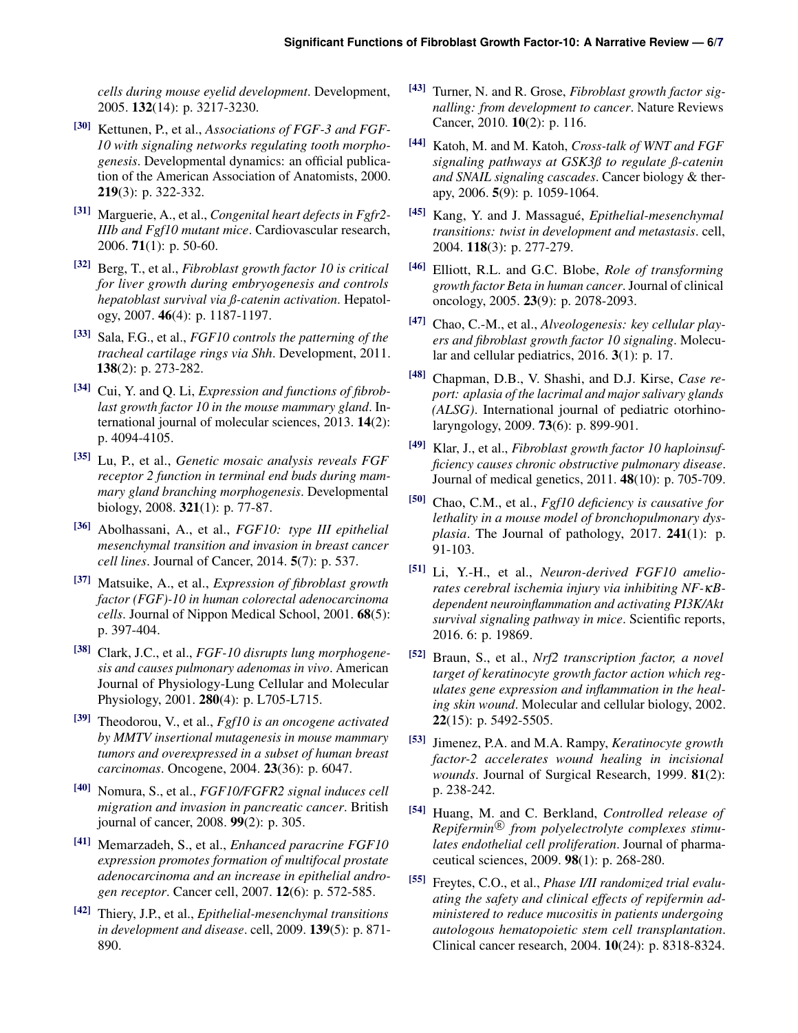*cells during mouse eyelid development*. Development, 2005. **132**(14): p. 3217-3230.

[30] Kettunen, P., et al., *Associations of FGF-3 and FGF-10 with signaling networks regulating tooth morphogenesis*. Developmental dynamics: an official publication of the American Association of Anatomists, 2000. **219**(3): p. 322-332.

[31] Marguerie, A., et al., *Congenital heart defects in Fgfr2-IIIb and Fgf10 mutant mice*. Cardiovascular research, 2006. **71**(1): p. 50-60.

[32] Berg, T., et al., *Fibroblast growth factor 10 is critical for liver growth during embryogenesis and controls hepatoblast survival via β-catenin activation*. Hepatology, 2007. **46**(4): p. 1187-1197.

[33] Sala, F.G., et al., *FGF10 controls the patterning of the tracheal cartilage rings via Shh*. Development, 2011. **138**(2): p. 273-282.

[34] Cui, Y. and Q. Li, *Expression and functions of fibroblast growth factor 10 in the mouse mammary gland*. International journal of molecular sciences, 2013. **14**(2): p. 4094-4105.

[35] Lu, P., et al., *Genetic mosaic analysis reveals FGF receptor 2 function in terminal end buds during mammary gland branching morphogenesis*. Developmental biology, 2008. **321**(1): p. 77-87.

[36] Abolhassani, A., et al., *FGF10: type III epithelial mesenchymal transition and invasion in breast cancer cell lines*. Journal of Cancer, 2014. **5**(7): p. 537.

[37] Matsuike, A., et al., *Expression of fibroblast growth factor (FGF)-10 in human colorectal adenocarcinoma cells*. Journal of Nippon Medical School, 2001. **68**(5): p. 397-404.

[38] Clark, J.C., et al., *FGF-10 disrupts lung morphogenesis and causes pulmonary adenomas in vivo*. American Journal of Physiology-Lung Cellular and Molecular Physiology, 2001. **280**(4): p. L705-L715.

[39] Theodorou, V., et al., *Fgf10 is an oncogene activated by MMTV insertional mutagenesis in mouse mammary tumors and overexpressed in a subset of human breast carcinomas*. Oncogene, 2004. **23**(36): p. 6047.

[40] Nomura, S., et al., *FGF10/FGFR2 signal induces cell migration and invasion in pancreatic cancer*. British journal of cancer, 2008. **99**(2): p. 305.

[41] Memarzadeh, S., et al., *Enhanced paracrine FGF10 expression promotes formation of multifocal prostate adenocarcinoma and an increase in epithelial androgen receptor*. Cancer cell, 2007. **12**(6): p. 572-585.

[42] Thiery, J.P., et al., *Epithelial-mesenchymal transitions in development and disease*. cell, 2009. **139**(5): p. 871-890.

[43] Turner, N. and R. Grose, *Fibroblast growth factor signalling: from development to cancer*. Nature Reviews Cancer, 2010. **10**(2): p. 116.

[44] Katoh, M. and M. Katoh, *Cross-talk of WNT and FGF signaling pathways at GSK3β to regulate β-catenin and SNAIL signaling cascades*. Cancer biology & therapy, 2006. **5**(9): p. 1059-1064.

[45] Kang, Y. and J. Massagué, *Epithelial-mesenchymal transitions: twist in development and metastasis*. cell, 2004. **118**(3): p. 277-279.

[46] Elliott, R.L. and G.C. Blobe, *Role of transforming growth factor Beta in human cancer*. Journal of clinical oncology, 2005. **23**(9): p. 2078-2093.

[47] Chao, C.-M., et al., *Alveologenesis: key cellular players and fibroblast growth factor 10 signaling*. Molecular and cellular pediatrics, 2016. **3**(1): p. 17.

[48] Chapman, D.B., V. Shashi, and D.J. Kirse, *Case report: aplasia of the lacrimal and major salivary glands (ALSG)*. International journal of pediatric otorhinolaryngology, 2009. **73**(6): p. 899-901.

[49] Klar, J., et al., *Fibroblast growth factor 10 haploinsufficiency causes chronic obstructive pulmonary disease*. Journal of medical genetics, 2011. **48**(10): p. 705-709.

[50] Chao, C.M., et al., *Fgf10 deficiency is causative for lethality in a mouse model of bronchopulmonary dysplasia*. The Journal of pathology, 2017. **241**(1): p. 91-103.

[51] Li, Y.-H., et al., *Neuron-derived FGF10 ameliorates cerebral ischemia injury via inhibiting NF-κB-dependent neuroinflammation and activating PI3K/Akt survival signaling pathway in mice*. Scientific reports, 2016. 6: p. 19869.

[52] Braun, S., et al., *Nrf2 transcription factor, a novel target of keratinocyte growth factor action which regulates gene expression and inflammation in the healing skin wound*. Molecular and cellular biology, 2002. **22**(15): p. 5492-5505.

[53] Jimenez, P.A. and M.A. Rampy, *Keratinocyte growth factor-2 accelerates wound healing in incisional wounds*. Journal of Surgical Research, 1999. **81**(2): p. 238-242.

[54] Huang, M. and C. Berkland, *Controlled release of Repifermin® from polyelectrolyte complexes stimulates endothelial cell proliferation*. Journal of pharmaceutical sciences, 2009. **98**(1): p. 268-280.

[55] Freytes, C.O., et al., *Phase I/II randomized trial evaluating the safety and clinical effects of repifermin administered to reduce mucositis in patients undergoing autologous hematopoietic stem cell transplantation*. Clinical cancer research, 2004. **10**(24): p. 8318-8324.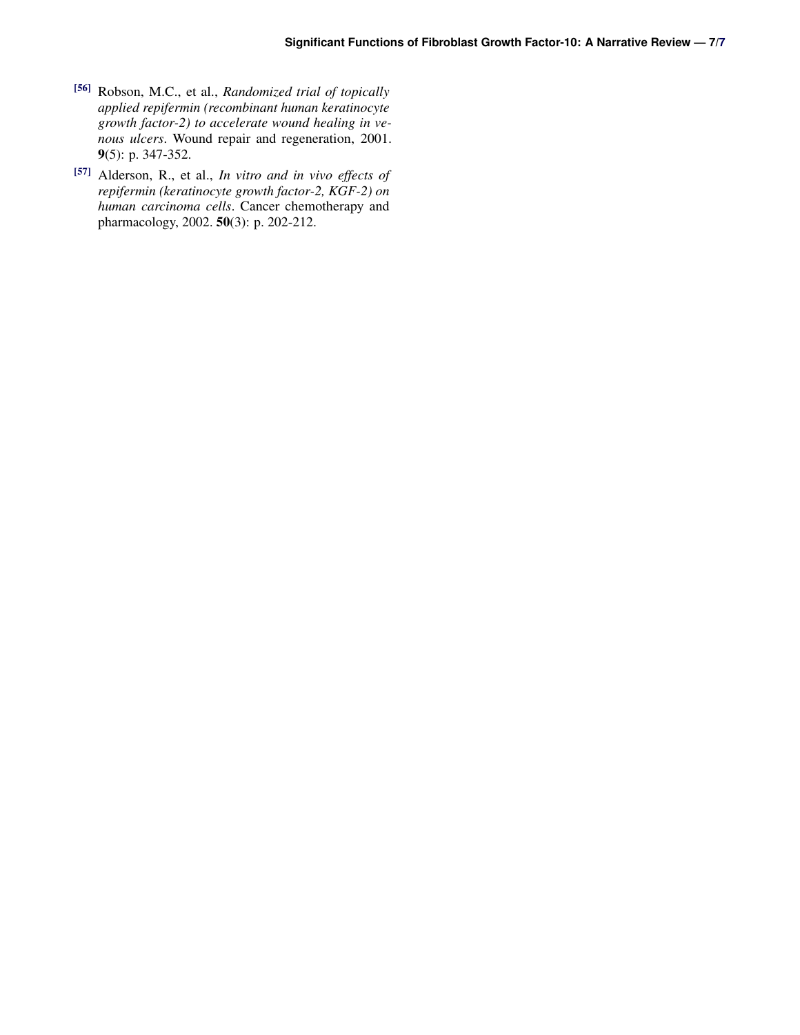[56] Robson, M.C., et al., *Randomized trial of topically applied repifermin (recombinant human keratinocyte growth factor-2) to accelerate wound healing in venous ulcers*. Wound repair and regeneration, 2001. **9**(5): p. 347-352.

[57] Alderson, R., et al., *In vitro and in vivo effects of repifermin (keratinocyte growth factor-2, KGF-2) on human carcinoma cells*. Cancer chemotherapy and pharmacology, 2002. **50**(3): p. 202-212.